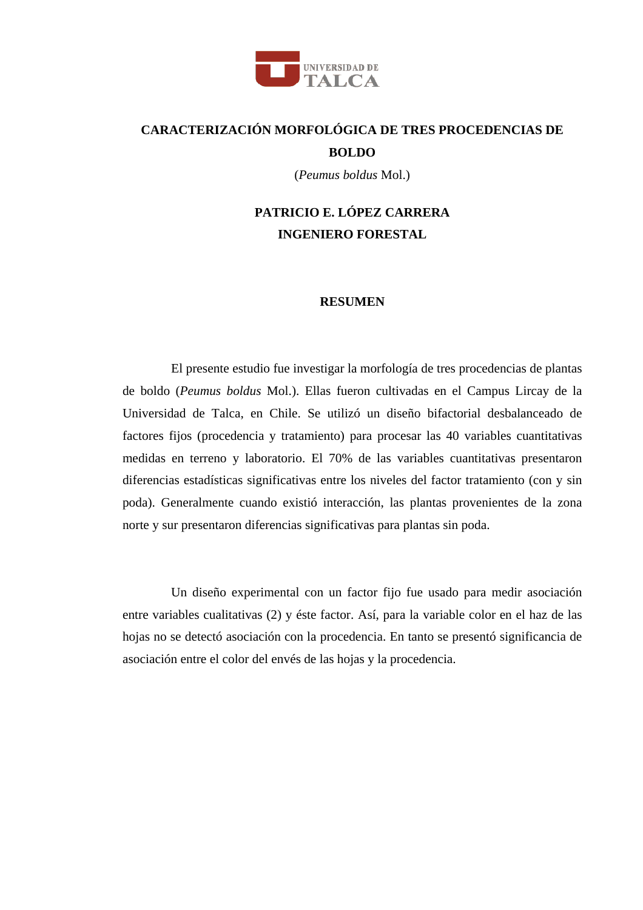UNIVERSIDAD DE TALCA

# CARACTERIZACIÓN MORFOLÓGICA DE TRES PROCEDENCIAS DE BOLDO

(*Peumus boldus* Mol.)

**PATRICIO E. LÓPEZ CARRERA**
**INGENIERO FORESTAL**

## RESUMEN

El presente estudio fue investigar la morfología de tres procedencias de plantas de boldo (*Peumus boldus* Mol.). Ellas fueron cultivadas en el Campus Lircay de la Universidad de Talca, en Chile. Se utilizó un diseño bifactorial desbalanceado de factores fijos (procedencia y tratamiento) para procesar las 40 variables cuantitativas medidas en terreno y laboratorio. El 70% de las variables cuantitativas presentaron diferencias estadísticas significativas entre los niveles del factor tratamiento (con y sin poda). Generalmente cuando existió interacción, las plantas provenientes de la zona norte y sur presentaron diferencias significativas para plantas sin poda.

Un diseño experimental con un factor fijo fue usado para medir asociación entre variables cualitativas (2) y éste factor. Así, para la variable color en el haz de las hojas no se detectó asociación con la procedencia. En tanto se presentó significancia de asociación entre el color del envés de las hojas y la procedencia.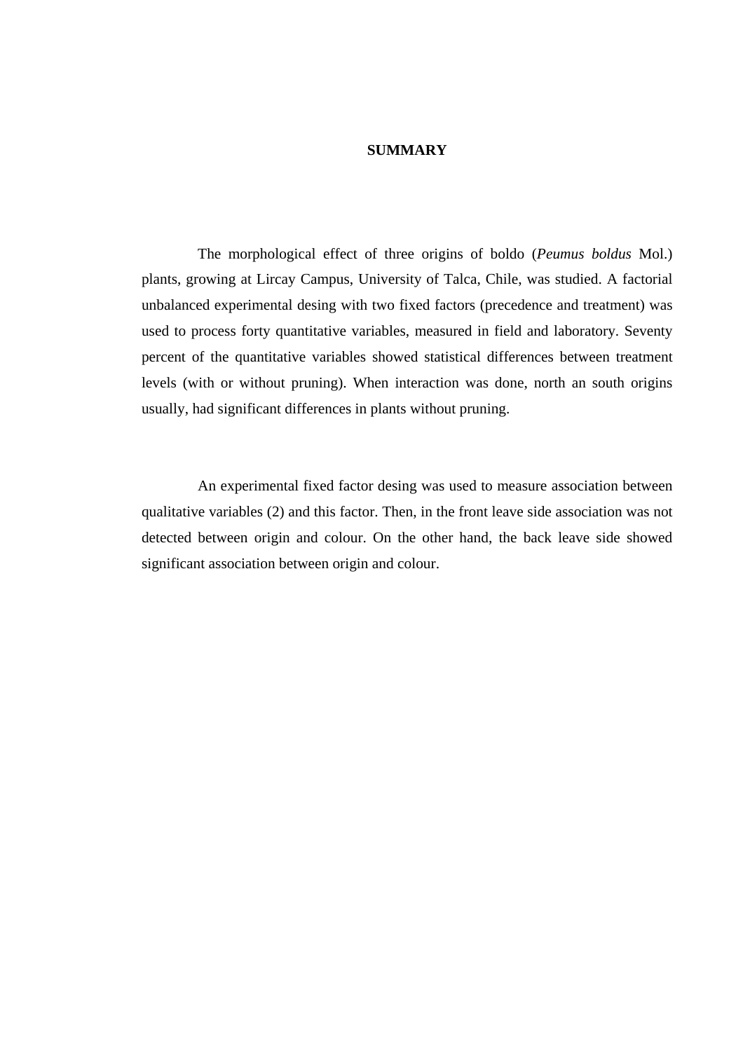# SUMMARY

The morphological effect of three origins of boldo (*Peumus boldus* Mol.) plants, growing at Lircay Campus, University of Talca, Chile, was studied. A factorial unbalanced experimental desing with two fixed factors (precedence and treatment) was used to process forty quantitative variables, measured in field and laboratory. Seventy percent of the quantitative variables showed statistical differences between treatment levels (with or without pruning). When interaction was done, north an south origins usually, had significant differences in plants without pruning.

An experimental fixed factor desing was used to measure association between qualitative variables (2) and this factor. Then, in the front leave side association was not detected between origin and colour. On the other hand, the back leave side showed significant association between origin and colour.